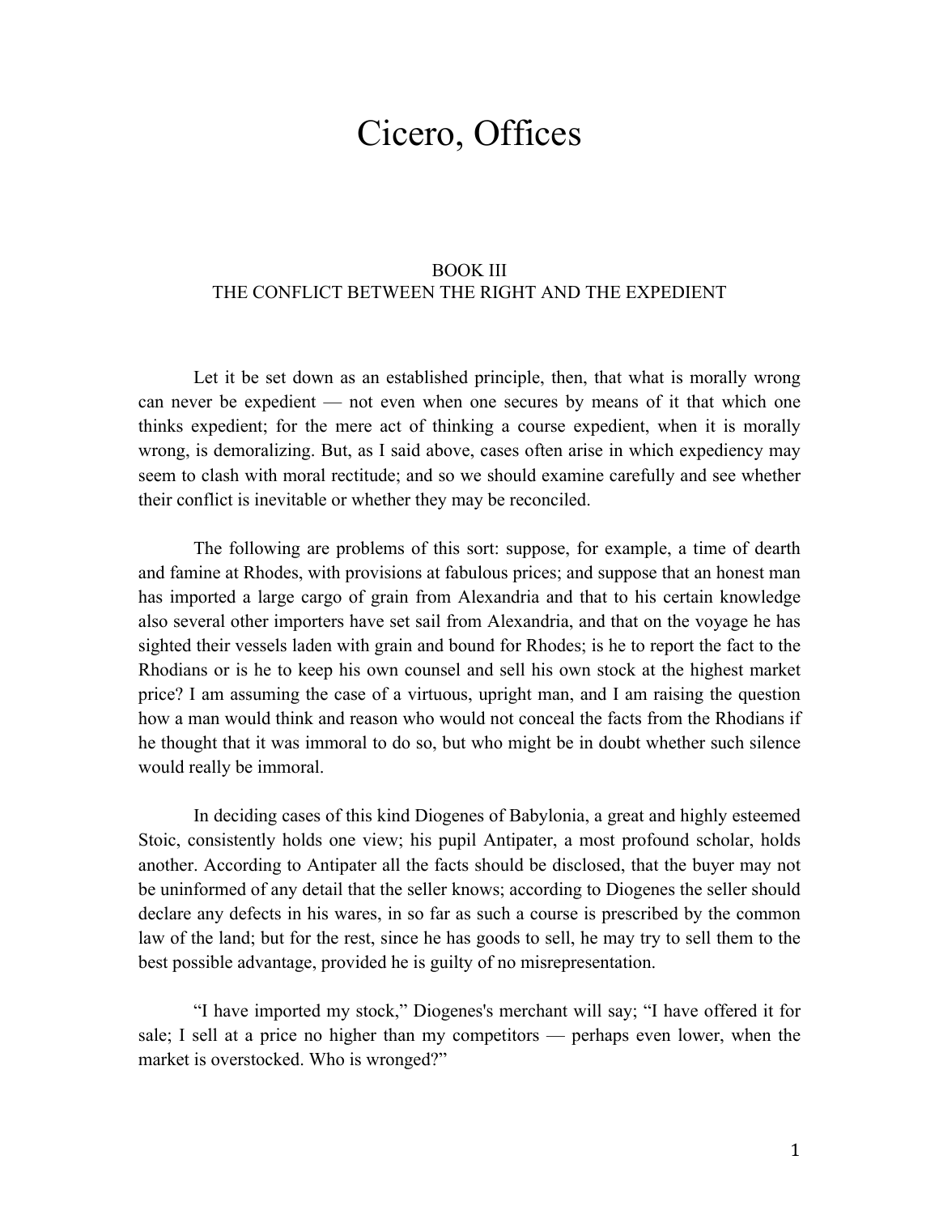# Cicero, Offices

## BOOK III
## THE CONFLICT BETWEEN THE RIGHT AND THE EXPEDIENT

Let it be set down as an established principle, then, that what is morally wrong can never be expedient — not even when one secures by means of it that which one thinks expedient; for the mere act of thinking a course expedient, when it is morally wrong, is demoralizing. But, as I said above, cases often arise in which expediency may seem to clash with moral rectitude; and so we should examine carefully and see whether their conflict is inevitable or whether they may be reconciled.

The following are problems of this sort: suppose, for example, a time of dearth and famine at Rhodes, with provisions at fabulous prices; and suppose that an honest man has imported a large cargo of grain from Alexandria and that to his certain knowledge also several other importers have set sail from Alexandria, and that on the voyage he has sighted their vessels laden with grain and bound for Rhodes; is he to report the fact to the Rhodians or is he to keep his own counsel and sell his own stock at the highest market price? I am assuming the case of a virtuous, upright man, and I am raising the question how a man would think and reason who would not conceal the facts from the Rhodians if he thought that it was immoral to do so, but who might be in doubt whether such silence would really be immoral.

In deciding cases of this kind Diogenes of Babylonia, a great and highly esteemed Stoic, consistently holds one view; his pupil Antipater, a most profound scholar, holds another. According to Antipater all the facts should be disclosed, that the buyer may not be uninformed of any detail that the seller knows; according to Diogenes the seller should declare any defects in his wares, in so far as such a course is prescribed by the common law of the land; but for the rest, since he has goods to sell, he may try to sell them to the best possible advantage, provided he is guilty of no misrepresentation.

"I have imported my stock," Diogenes's merchant will say; "I have offered it for sale; I sell at a price no higher than my competitors — perhaps even lower, when the market is overstocked. Who is wronged?"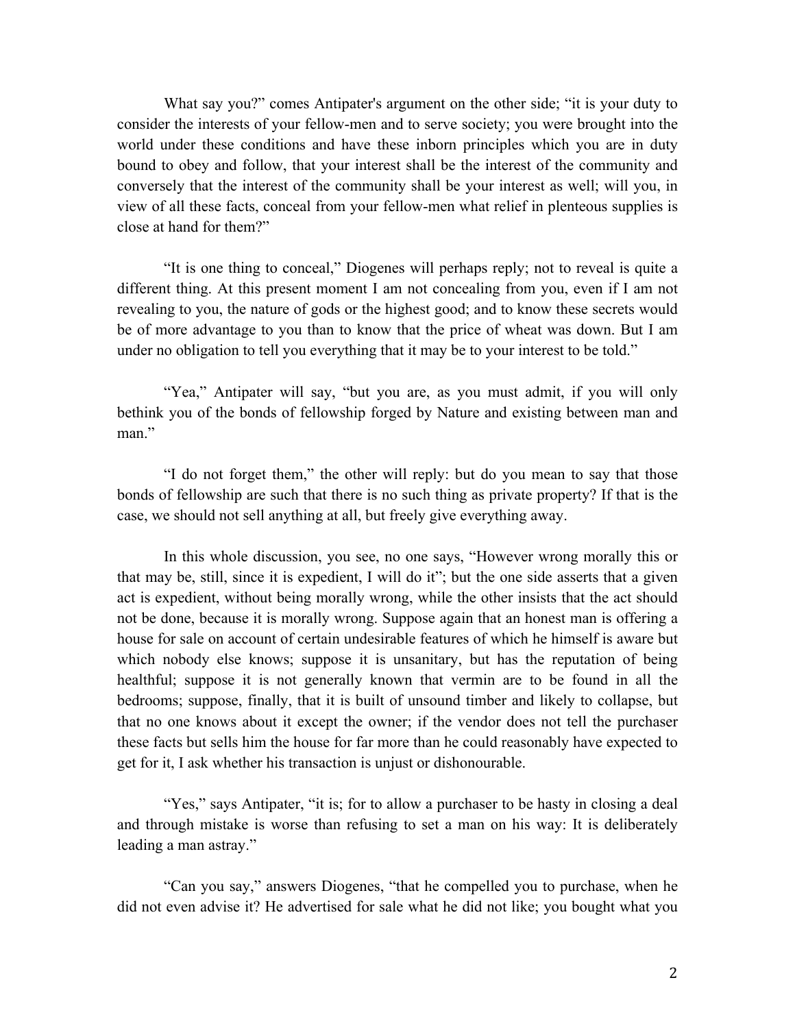What say you?" comes Antipater's argument on the other side; "it is your duty to consider the interests of your fellow-men and to serve society; you were brought into the world under these conditions and have these inborn principles which you are in duty bound to obey and follow, that your interest shall be the interest of the community and conversely that the interest of the community shall be your interest as well; will you, in view of all these facts, conceal from your fellow-men what relief in plenteous supplies is close at hand for them?"

"It is one thing to conceal," Diogenes will perhaps reply; not to reveal is quite a different thing. At this present moment I am not concealing from you, even if I am not revealing to you, the nature of gods or the highest good; and to know these secrets would be of more advantage to you than to know that the price of wheat was down. But I am under no obligation to tell you everything that it may be to your interest to be told."

"Yea," Antipater will say, "but you are, as you must admit, if you will only bethink you of the bonds of fellowship forged by Nature and existing between man and man."

"I do not forget them," the other will reply: but do you mean to say that those bonds of fellowship are such that there is no such thing as private property? If that is the case, we should not sell anything at all, but freely give everything away.

In this whole discussion, you see, no one says, "However wrong morally this or that may be, still, since it is expedient, I will do it"; but the one side asserts that a given act is expedient, without being morally wrong, while the other insists that the act should not be done, because it is morally wrong. Suppose again that an honest man is offering a house for sale on account of certain undesirable features of which he himself is aware but which nobody else knows; suppose it is unsanitary, but has the reputation of being healthful; suppose it is not generally known that vermin are to be found in all the bedrooms; suppose, finally, that it is built of unsound timber and likely to collapse, but that no one knows about it except the owner; if the vendor does not tell the purchaser these facts but sells him the house for far more than he could reasonably have expected to get for it, I ask whether his transaction is unjust or dishonourable.

"Yes," says Antipater, "it is; for to allow a purchaser to be hasty in closing a deal and through mistake is worse than refusing to set a man on his way: It is deliberately leading a man astray."

"Can you say," answers Diogenes, "that he compelled you to purchase, when he did not even advise it? He advertised for sale what he did not like; you bought what you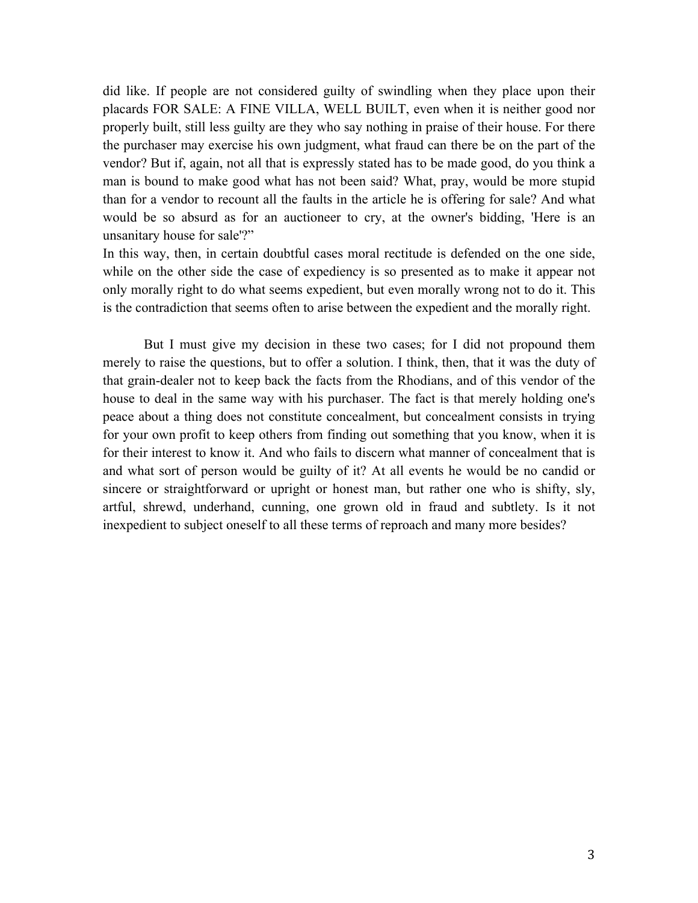did like. If people are not considered guilty of swindling when they place upon their placards FOR SALE: A FINE VILLA, WELL BUILT, even when it is neither good nor properly built, still less guilty are they who say nothing in praise of their house. For there the purchaser may exercise his own judgment, what fraud can there be on the part of the vendor? But if, again, not all that is expressly stated has to be made good, do you think a man is bound to make good what has not been said? What, pray, would be more stupid than for a vendor to recount all the faults in the article he is offering for sale? And what would be so absurd as for an auctioneer to cry, at the owner's bidding, 'Here is an unsanitary house for sale'?"

In this way, then, in certain doubtful cases moral rectitude is defended on the one side, while on the other side the case of expediency is so presented as to make it appear not only morally right to do what seems expedient, but even morally wrong not to do it. This is the contradiction that seems often to arise between the expedient and the morally right.

But I must give my decision in these two cases; for I did not propound them merely to raise the questions, but to offer a solution. I think, then, that it was the duty of that grain-dealer not to keep back the facts from the Rhodians, and of this vendor of the house to deal in the same way with his purchaser. The fact is that merely holding one's peace about a thing does not constitute concealment, but concealment consists in trying for your own profit to keep others from finding out something that you know, when it is for their interest to know it. And who fails to discern what manner of concealment that is and what sort of person would be guilty of it? At all events he would be no candid or sincere or straightforward or upright or honest man, but rather one who is shifty, sly, artful, shrewd, underhand, cunning, one grown old in fraud and subtlety. Is it not inexpedient to subject oneself to all these terms of reproach and many more besides?